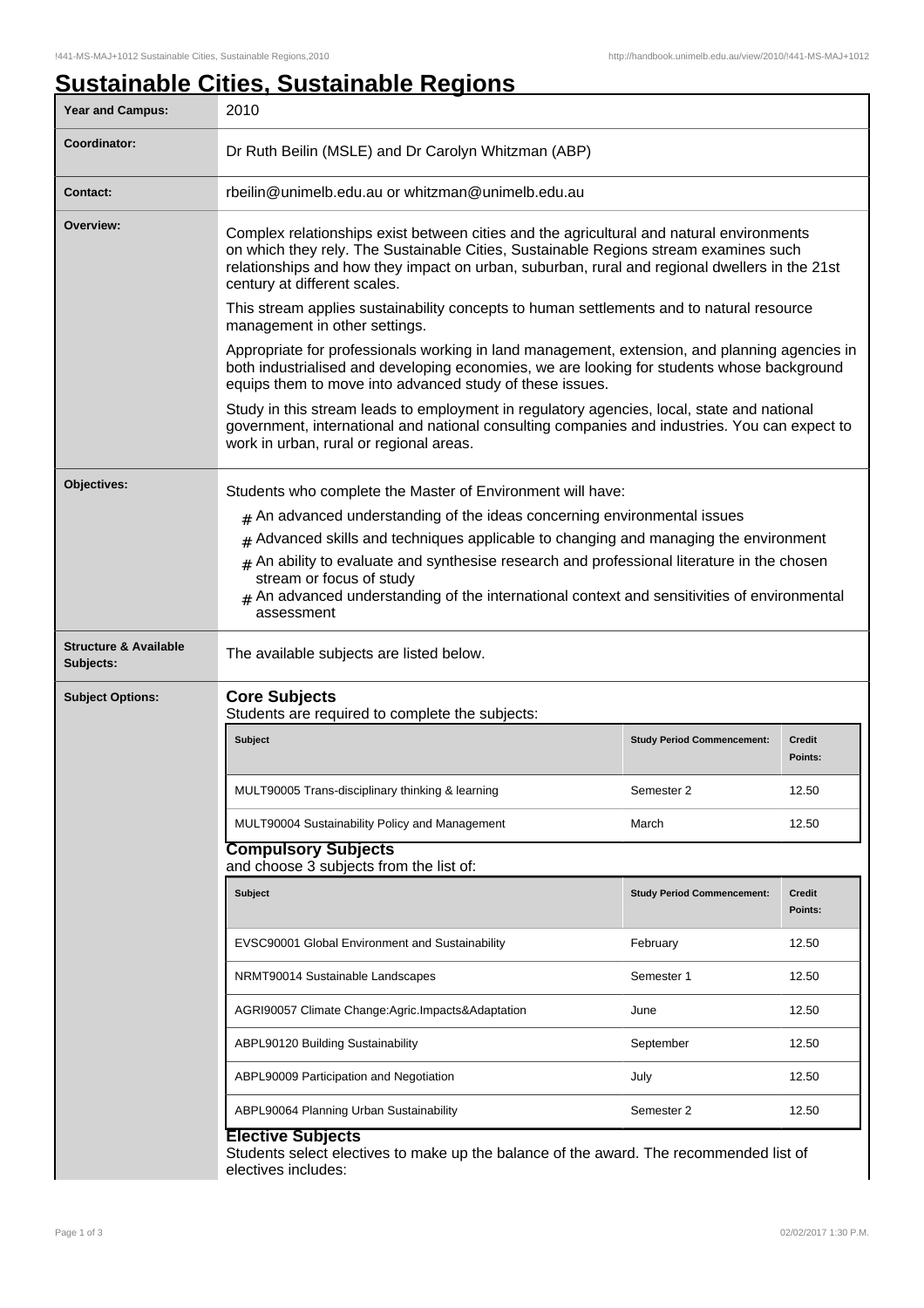# Sustainable Cities, Sustainable Regions

| | |
|---|---|
| **Year and Campus:** | 2010 |
| **Coordinator:** | Dr Ruth Beilin (MSLE) and Dr Carolyn Whitzman (ABP) |
| **Contact:** | rbeilin@unimelb.edu.au or whitzman@unimelb.edu.au |

**Overview:**

Complex relationships exist between cities and the agricultural and natural environments on which they rely. The Sustainable Cities, Sustainable Regions stream examines such relationships and how they impact on urban, suburban, rural and regional dwellers in the 21st century at different scales.

This stream applies sustainability concepts to human settlements and to natural resource management in other settings.

Appropriate for professionals working in land management, extension, and planning agencies in both industrialised and developing economies, we are looking for students whose background equips them to move into advanced study of these issues.

Study in this stream leads to employment in regulatory agencies, local, state and national government, international and national consulting companies and industries. You can expect to work in urban, rural or regional areas.

**Objectives:**

Students who complete the Master of Environment will have:

- An advanced understanding of the ideas concerning environmental issues
- Advanced skills and techniques applicable to changing and managing the environment
- An ability to evaluate and synthesise research and professional literature in the chosen stream or focus of study
- An advanced understanding of the international context and sensitivities of environmental assessment

**Structure & Available Subjects:**

The available subjects are listed below.

**Subject Options:**

### Core Subjects

Students are required to complete the subjects:

| Subject | Study Period Commencement: | Credit Points: |
|---|---|---|
| MULT90005 Trans-disciplinary thinking & learning | Semester 2 | 12.50 |
| MULT90004 Sustainability Policy and Management | March | 12.50 |

### Compulsory Subjects

and choose 3 subjects from the list of:

| Subject | Study Period Commencement: | Credit Points: |
|---|---|---|
| EVSC90001 Global Environment and Sustainability | February | 12.50 |
| NRMT90014 Sustainable Landscapes | Semester 1 | 12.50 |
| AGRI90057 Climate Change:Agric.Impacts&Adaptation | June | 12.50 |
| ABPL90120 Building Sustainability | September | 12.50 |
| ABPL90009 Participation and Negotiation | July | 12.50 |
| ABPL90064 Planning Urban Sustainability | Semester 2 | 12.50 |

### Elective Subjects

Students select electives to make up the balance of the award. The recommended list of electives includes: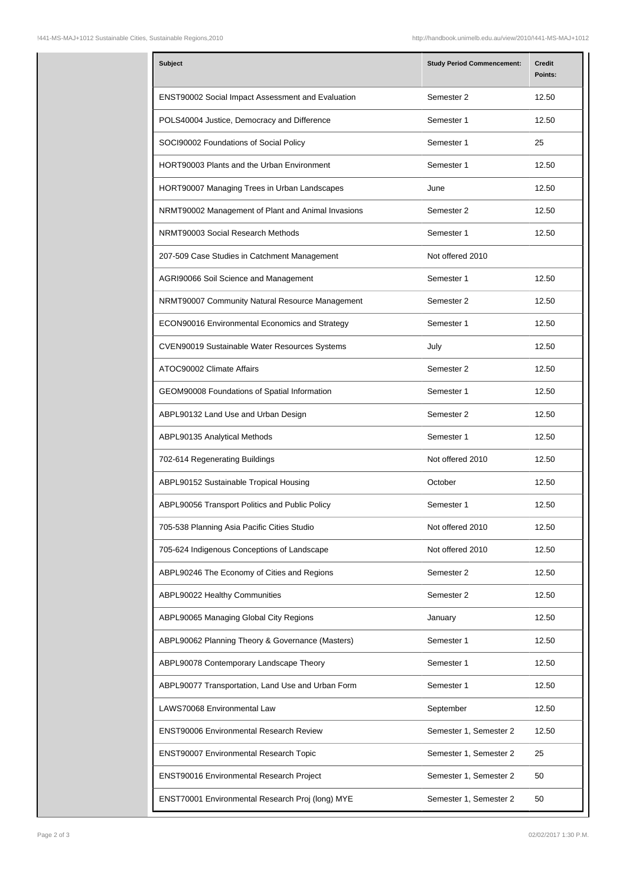| Subject | Study Period Commencement: | Credit Points: |
| --- | --- | --- |
| ENST90002 Social Impact Assessment and Evaluation | Semester 2 | 12.50 |
| POLS40004 Justice, Democracy and Difference | Semester 1 | 12.50 |
| SOCI90002 Foundations of Social Policy | Semester 1 | 25 |
| HORT90003 Plants and the Urban Environment | Semester 1 | 12.50 |
| HORT90007 Managing Trees in Urban Landscapes | June | 12.50 |
| NRMT90002 Management of Plant and Animal Invasions | Semester 2 | 12.50 |
| NRMT90003 Social Research Methods | Semester 1 | 12.50 |
| 207-509 Case Studies in Catchment Management | Not offered 2010 | |
| AGRI90066 Soil Science and Management | Semester 1 | 12.50 |
| NRMT90007 Community Natural Resource Management | Semester 2 | 12.50 |
| ECON90016 Environmental Economics and Strategy | Semester 1 | 12.50 |
| CVEN90019 Sustainable Water Resources Systems | July | 12.50 |
| ATOC90002 Climate Affairs | Semester 2 | 12.50 |
| GEOM90008 Foundations of Spatial Information | Semester 1 | 12.50 |
| ABPL90132 Land Use and Urban Design | Semester 2 | 12.50 |
| ABPL90135 Analytical Methods | Semester 1 | 12.50 |
| 702-614 Regenerating Buildings | Not offered 2010 | 12.50 |
| ABPL90152 Sustainable Tropical Housing | October | 12.50 |
| ABPL90056 Transport Politics and Public Policy | Semester 1 | 12.50 |
| 705-538 Planning Asia Pacific Cities Studio | Not offered 2010 | 12.50 |
| 705-624 Indigenous Conceptions of Landscape | Not offered 2010 | 12.50 |
| ABPL90246 The Economy of Cities and Regions | Semester 2 | 12.50 |
| ABPL90022 Healthy Communities | Semester 2 | 12.50 |
| ABPL90065 Managing Global City Regions | January | 12.50 |
| ABPL90062 Planning Theory & Governance (Masters) | Semester 1 | 12.50 |
| ABPL90078 Contemporary Landscape Theory | Semester 1 | 12.50 |
| ABPL90077 Transportation, Land Use and Urban Form | Semester 1 | 12.50 |
| LAWS70068 Environmental Law | September | 12.50 |
| ENST90006 Environmental Research Review | Semester 1, Semester 2 | 12.50 |
| ENST90007 Environmental Research Topic | Semester 1, Semester 2 | 25 |
| ENST90016 Environmental Research Project | Semester 1, Semester 2 | 50 |
| ENST70001 Environmental Research Proj (long) MYE | Semester 1, Semester 2 | 50 |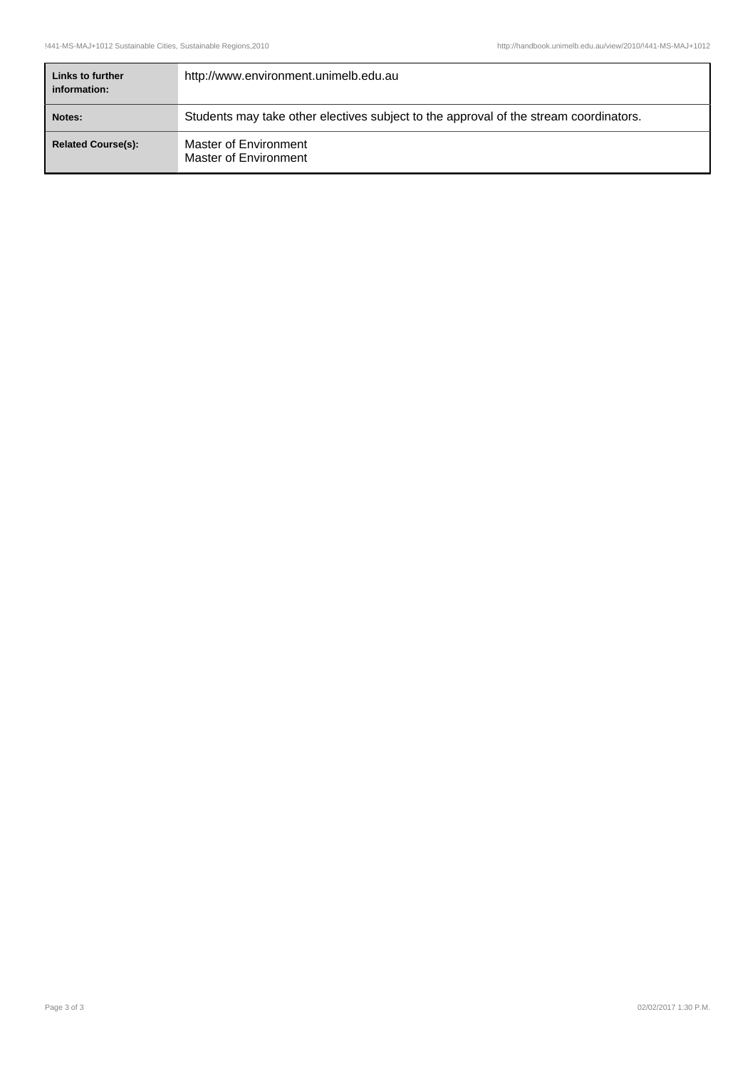| | |
|---|---|
| **Links to further information:** | http://www.environment.unimelb.edu.au |
| **Notes:** | Students may take other electives subject to the approval of the stream coordinators. |
| **Related Course(s):** | Master of Environment<br>Master of Environment |